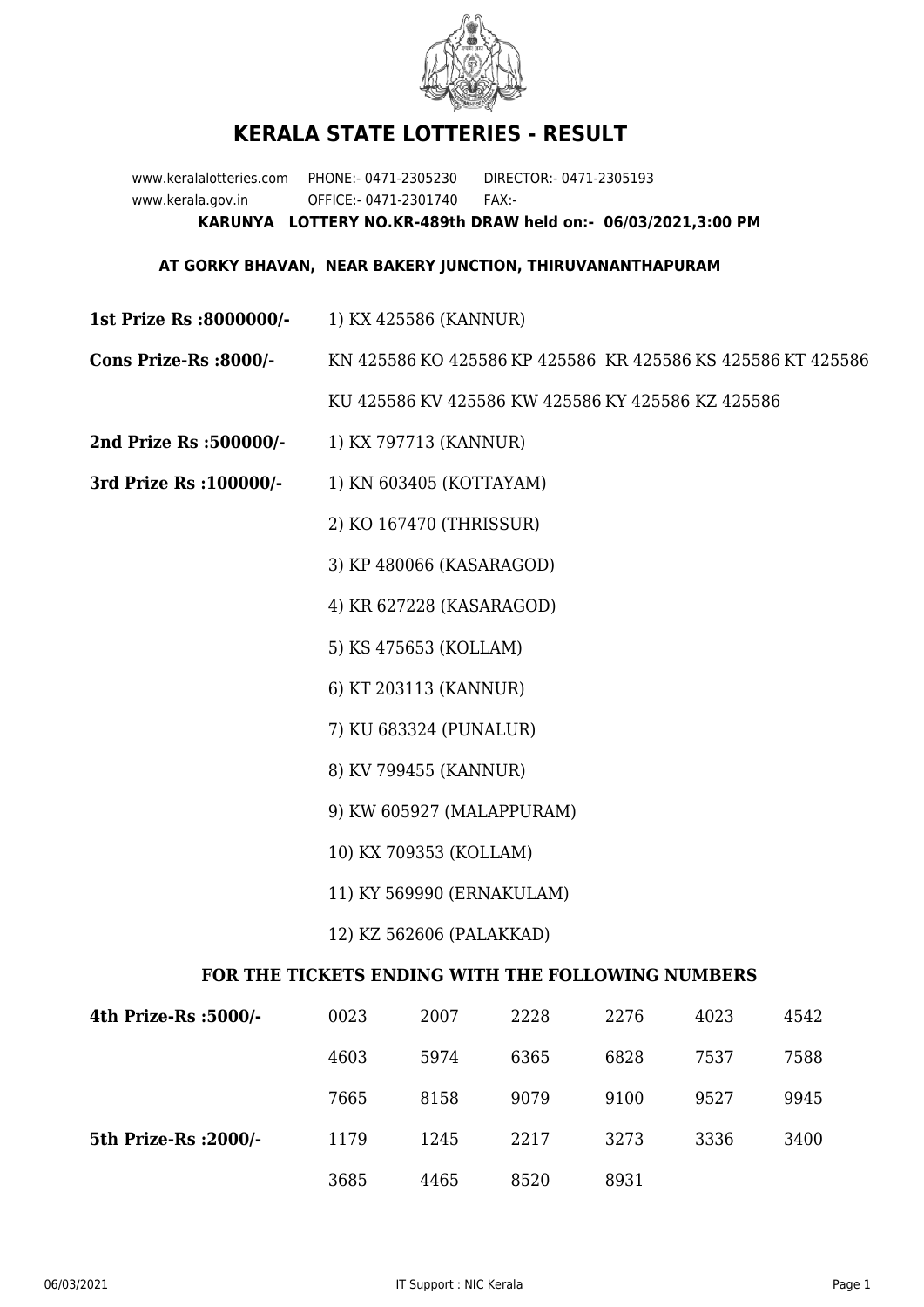# KERALA STATE LOTTERIES - RESULT

www.keralalotteries.com PHONE:- 0471-2305230 DIRECTOR:- 0471-2305193
www.kerala.gov.in OFFICE:- 0471-2301740 FAX:-

**KARUNYA LOTTERY NO.KR-489th DRAW held on:- 06/03/2021,3:00 PM**

**AT GORKY BHAVAN, NEAR BAKERY JUNCTION, THIRUVANANTHAPURAM**

**1st Prize Rs :8000000/-** 1) KX 425586 (KANNUR)

**Cons Prize-Rs :8000/-** KN 425586 KO 425586 KP 425586 KR 425586 KS 425586 KT 425586 KU 425586 KV 425586 KW 425586 KY 425586 KZ 425586

**2nd Prize Rs :500000/-** 1) KX 797713 (KANNUR)

**3rd Prize Rs :100000/-**
1) KN 603405 (KOTTAYAM)
2) KO 167470 (THRISSUR)
3) KP 480066 (KASARAGOD)
4) KR 627228 (KASARAGOD)
5) KS 475653 (KOLLAM)
6) KT 203113 (KANNUR)
7) KU 683324 (PUNALUR)
8) KV 799455 (KANNUR)
9) KW 605927 (MALAPPURAM)
10) KX 709353 (KOLLAM)
11) KY 569990 (ERNAKULAM)
12) KZ 562606 (PALAKKAD)

**FOR THE TICKETS ENDING WITH THE FOLLOWING NUMBERS**

| | | | | | | |
|---|---|---|---|---|---|---|
| **4th Prize-Rs :5000/-** | 0023 | 2007 | 2228 | 2276 | 4023 | 4542 |
| | 4603 | 5974 | 6365 | 6828 | 7537 | 7588 |
| | 7665 | 8158 | 9079 | 9100 | 9527 | 9945 |
| **5th Prize-Rs :2000/-** | 1179 | 1245 | 2217 | 3273 | 3336 | 3400 |
| | 3685 | 4465 | 8520 | 8931 | | |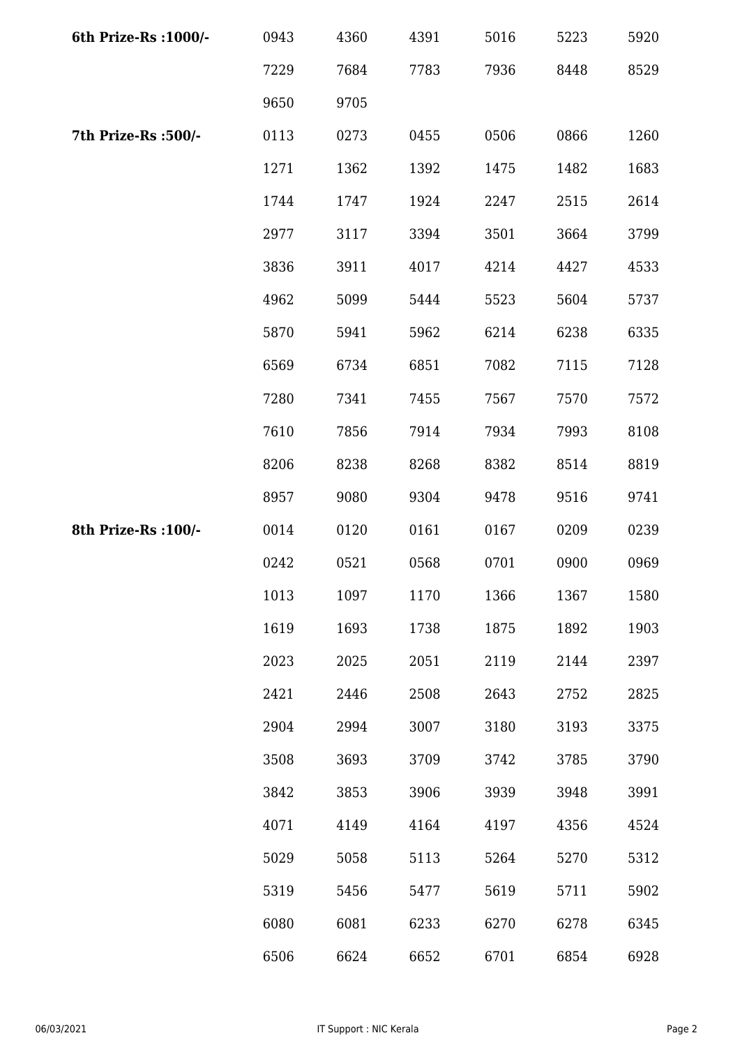| | | | | | | |
|---|---|---|---|---|---|---|
| **6th Prize-Rs :1000/-** | 0943 | 4360 | 4391 | 5016 | 5223 | 5920 |
| | 7229 | 7684 | 7783 | 7936 | 8448 | 8529 |
| | 9650 | 9705 | | | | |
| **7th Prize-Rs :500/-** | 0113 | 0273 | 0455 | 0506 | 0866 | 1260 |
| | 1271 | 1362 | 1392 | 1475 | 1482 | 1683 |
| | 1744 | 1747 | 1924 | 2247 | 2515 | 2614 |
| | 2977 | 3117 | 3394 | 3501 | 3664 | 3799 |
| | 3836 | 3911 | 4017 | 4214 | 4427 | 4533 |
| | 4962 | 5099 | 5444 | 5523 | 5604 | 5737 |
| | 5870 | 5941 | 5962 | 6214 | 6238 | 6335 |
| | 6569 | 6734 | 6851 | 7082 | 7115 | 7128 |
| | 7280 | 7341 | 7455 | 7567 | 7570 | 7572 |
| | 7610 | 7856 | 7914 | 7934 | 7993 | 8108 |
| | 8206 | 8238 | 8268 | 8382 | 8514 | 8819 |
| | 8957 | 9080 | 9304 | 9478 | 9516 | 9741 |
| **8th Prize-Rs :100/-** | 0014 | 0120 | 0161 | 0167 | 0209 | 0239 |
| | 0242 | 0521 | 0568 | 0701 | 0900 | 0969 |
| | 1013 | 1097 | 1170 | 1366 | 1367 | 1580 |
| | 1619 | 1693 | 1738 | 1875 | 1892 | 1903 |
| | 2023 | 2025 | 2051 | 2119 | 2144 | 2397 |
| | 2421 | 2446 | 2508 | 2643 | 2752 | 2825 |
| | 2904 | 2994 | 3007 | 3180 | 3193 | 3375 |
| | 3508 | 3693 | 3709 | 3742 | 3785 | 3790 |
| | 3842 | 3853 | 3906 | 3939 | 3948 | 3991 |
| | 4071 | 4149 | 4164 | 4197 | 4356 | 4524 |
| | 5029 | 5058 | 5113 | 5264 | 5270 | 5312 |
| | 5319 | 5456 | 5477 | 5619 | 5711 | 5902 |
| | 6080 | 6081 | 6233 | 6270 | 6278 | 6345 |
| | 6506 | 6624 | 6652 | 6701 | 6854 | 6928 |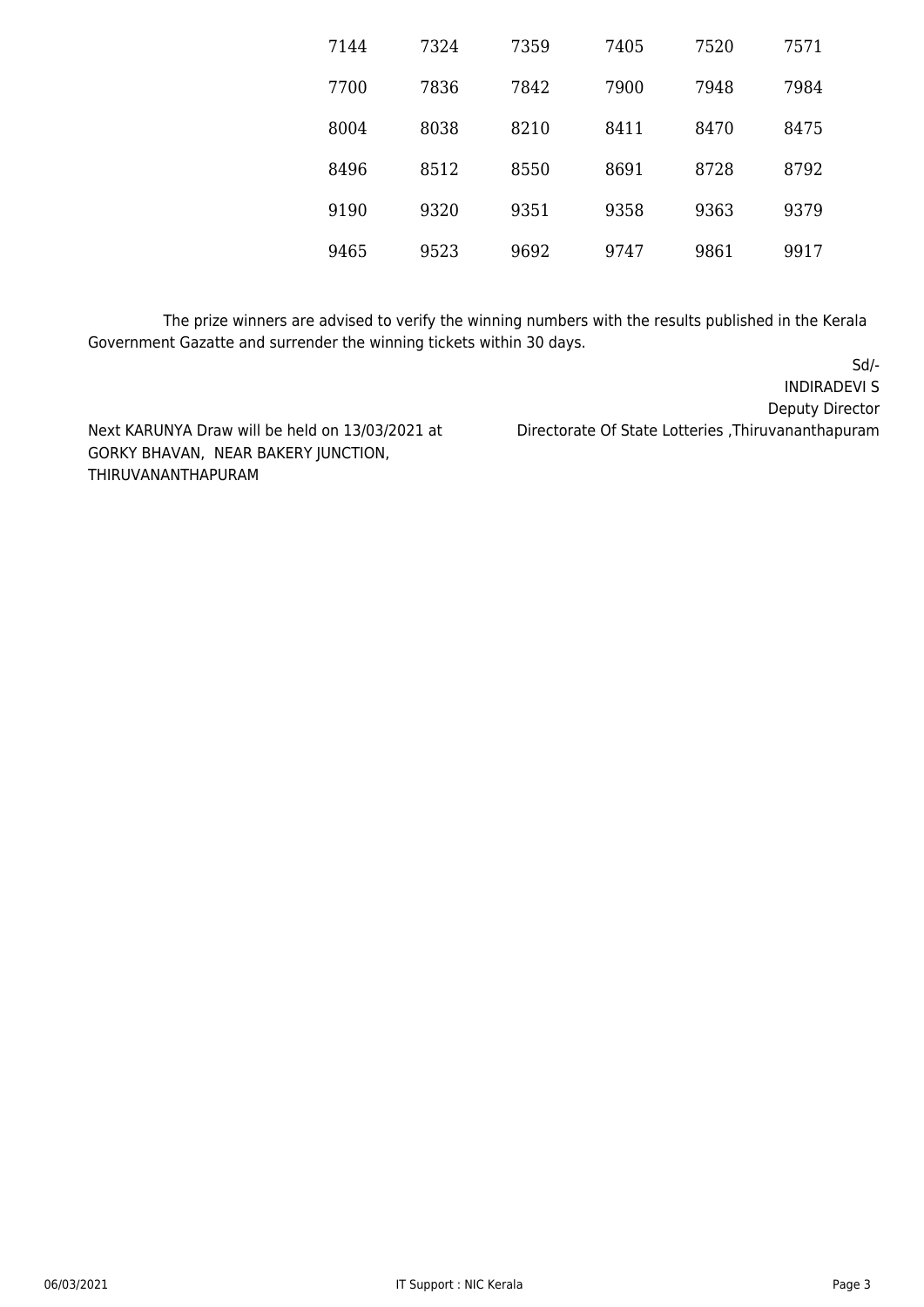| | | | | | |
|---|---|---|---|---|---|
| 7144 | 7324 | 7359 | 7405 | 7520 | 7571 |
| 7700 | 7836 | 7842 | 7900 | 7948 | 7984 |
| 8004 | 8038 | 8210 | 8411 | 8470 | 8475 |
| 8496 | 8512 | 8550 | 8691 | 8728 | 8792 |
| 9190 | 9320 | 9351 | 9358 | 9363 | 9379 |
| 9465 | 9523 | 9692 | 9747 | 9861 | 9917 |

The prize winners are advised to verify the winning numbers with the results published in the Kerala Government Gazatte and surrender the winning tickets within 30 days.

Sd/-
INDIRADEVI S
Deputy Director
Directorate Of State Lotteries ,Thiruvananthapuram

Next KARUNYA Draw will be held on 13/03/2021 at GORKY BHAVAN, NEAR BAKERY JUNCTION, THIRUVANANTHAPURAM